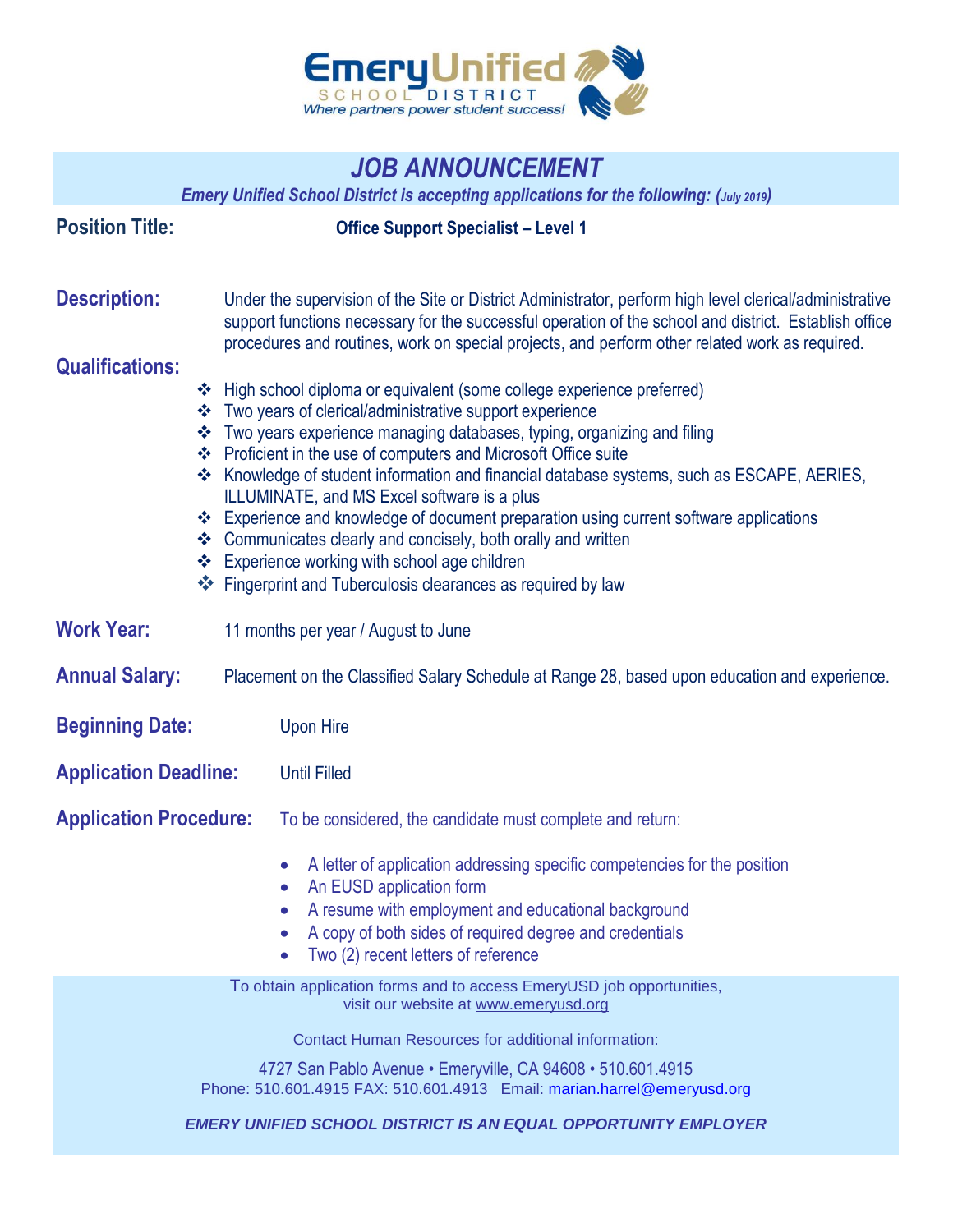# Emery Unified SCHOOL DISTRICT

*Where partners power student success!*

## *JOB ANNOUNCEMENT*

***Emery Unified School District is accepting applications for the following: (July 2019)***

**Position Title:** **Office Support Specialist – Level 1**

**Description:** Under the supervision of the Site or District Administrator, perform high level clerical/administrative support functions necessary for the successful operation of the school and district. Establish office procedures and routines, work on special projects, and perform other related work as required.

**Qualifications:**

- High school diploma or equivalent (some college experience preferred)
- Two years of clerical/administrative support experience
- Two years experience managing databases, typing, organizing and filing
- Proficient in the use of computers and Microsoft Office suite
- Knowledge of student information and financial database systems, such as ESCAPE, AERIES, ILLUMINATE, and MS Excel software is a plus
- Experience and knowledge of document preparation using current software applications
- Communicates clearly and concisely, both orally and written
- Experience working with school age children
- Fingerprint and Tuberculosis clearances as required by law

**Work Year:** 11 months per year / August to June

**Annual Salary:** Placement on the Classified Salary Schedule at Range 28, based upon education and experience.

**Beginning Date:** Upon Hire

**Application Deadline:** Until Filled

**Application Procedure:** To be considered, the candidate must complete and return:

- A letter of application addressing specific competencies for the position
- An EUSD application form
- A resume with employment and educational background
- A copy of both sides of required degree and credentials
- Two (2) recent letters of reference

To obtain application forms and to access EmeryUSD job opportunities, visit our website at www.emeryusd.org

Contact Human Resources for additional information:

4727 San Pablo Avenue • Emeryville, CA 94608 • 510.601.4915
Phone: 510.601.4915 FAX: 510.601.4913 Email: marian.harrel@emeryusd.org

***EMERY UNIFIED SCHOOL DISTRICT IS AN EQUAL OPPORTUNITY EMPLOYER***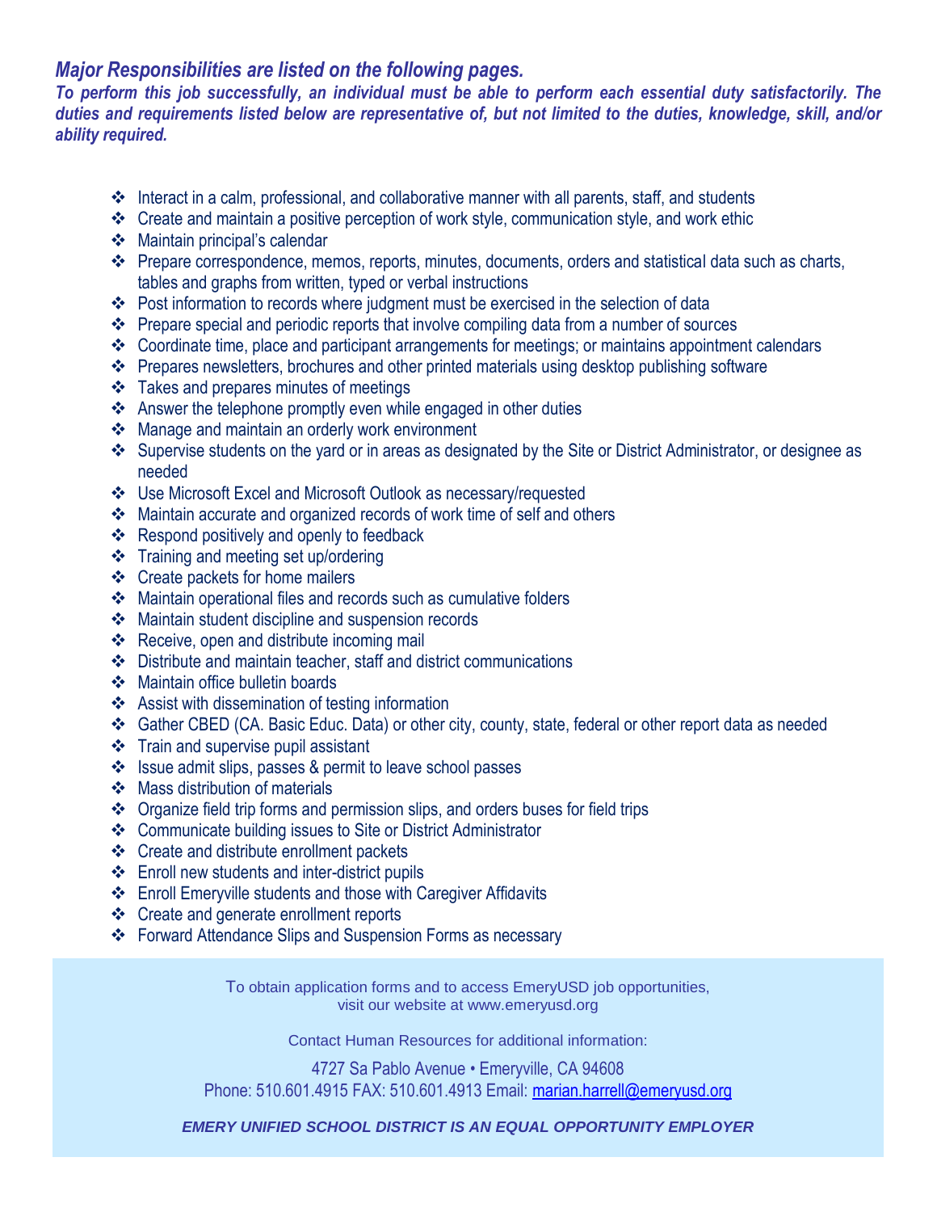***Major Responsibilities are listed on the following pages.***

***To perform this job successfully, an individual must be able to perform each essential duty satisfactorily. The duties and requirements listed below are representative of, but not limited to the duties, knowledge, skill, and/or ability required.***

- Interact in a calm, professional, and collaborative manner with all parents, staff, and students
- Create and maintain a positive perception of work style, communication style, and work ethic
- Maintain principal's calendar
- Prepare correspondence, memos, reports, minutes, documents, orders and statistical data such as charts, tables and graphs from written, typed or verbal instructions
- Post information to records where judgment must be exercised in the selection of data
- Prepare special and periodic reports that involve compiling data from a number of sources
- Coordinate time, place and participant arrangements for meetings; or maintains appointment calendars
- Prepares newsletters, brochures and other printed materials using desktop publishing software
- Takes and prepares minutes of meetings
- Answer the telephone promptly even while engaged in other duties
- Manage and maintain an orderly work environment
- Supervise students on the yard or in areas as designated by the Site or District Administrator, or designee as needed
- Use Microsoft Excel and Microsoft Outlook as necessary/requested
- Maintain accurate and organized records of work time of self and others
- Respond positively and openly to feedback
- Training and meeting set up/ordering
- Create packets for home mailers
- Maintain operational files and records such as cumulative folders
- Maintain student discipline and suspension records
- Receive, open and distribute incoming mail
- Distribute and maintain teacher, staff and district communications
- Maintain office bulletin boards
- Assist with dissemination of testing information
- Gather CBED (CA. Basic Educ. Data) or other city, county, state, federal or other report data as needed
- Train and supervise pupil assistant
- Issue admit slips, passes & permit to leave school passes
- Mass distribution of materials
- Organize field trip forms and permission slips, and orders buses for field trips
- Communicate building issues to Site or District Administrator
- Create and distribute enrollment packets
- Enroll new students and inter-district pupils
- Enroll Emeryville students and those with Caregiver Affidavits
- Create and generate enrollment reports
- Forward Attendance Slips and Suspension Forms as necessary

To obtain application forms and to access EmeryUSD job opportunities,
visit our website at www.emeryusd.org

Contact Human Resources for additional information:

4727 Sa Pablo Avenue • Emeryville, CA 94608
Phone: 510.601.4915 FAX: 510.601.4913 Email: marian.harrell@emeryusd.org

***EMERY UNIFIED SCHOOL DISTRICT IS AN EQUAL OPPORTUNITY EMPLOYER***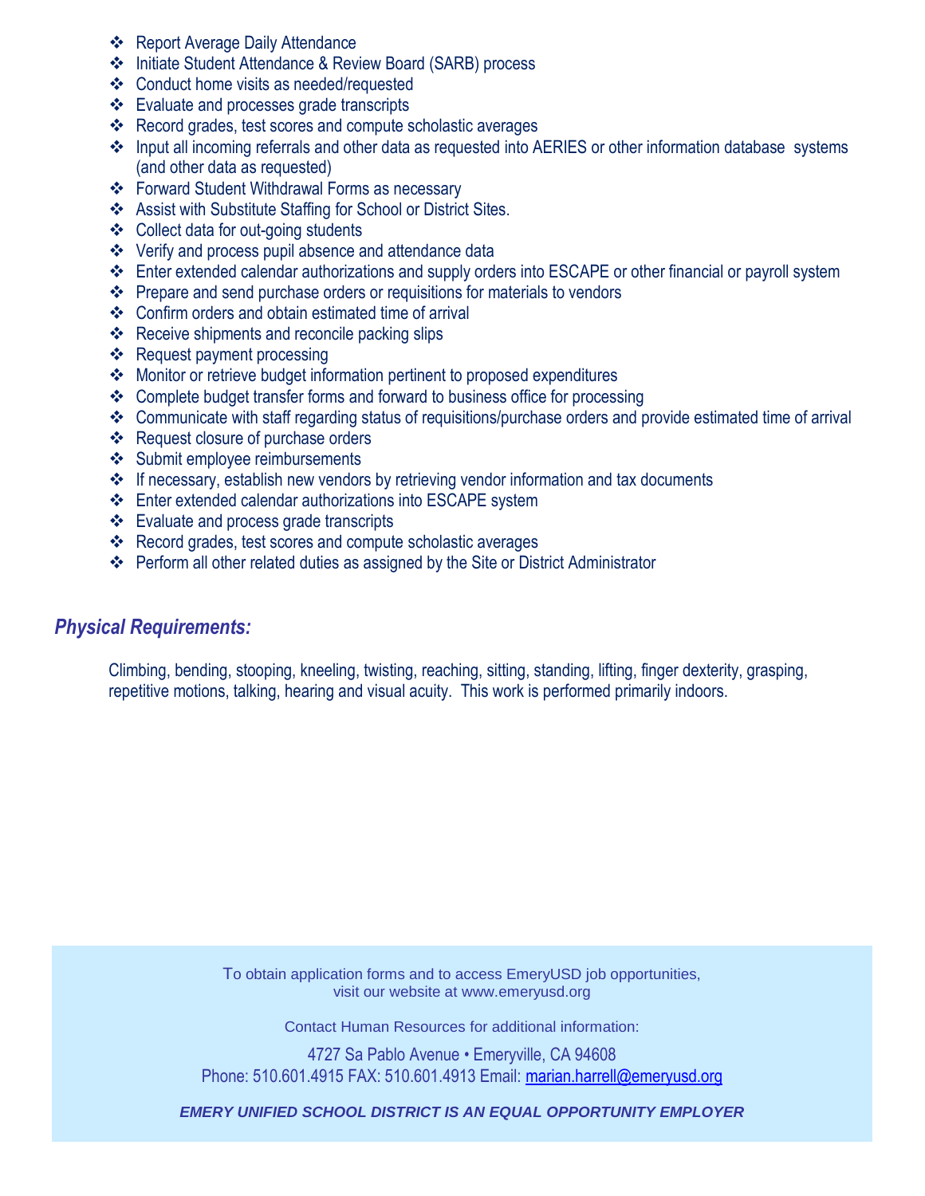- Report Average Daily Attendance
- Initiate Student Attendance & Review Board (SARB) process
- Conduct home visits as needed/requested
- Evaluate and processes grade transcripts
- Record grades, test scores and compute scholastic averages
- Input all incoming referrals and other data as requested into AERIES or other information database systems (and other data as requested)
- Forward Student Withdrawal Forms as necessary
- Assist with Substitute Staffing for School or District Sites.
- Collect data for out-going students
- Verify and process pupil absence and attendance data
- Enter extended calendar authorizations and supply orders into ESCAPE or other financial or payroll system
- Prepare and send purchase orders or requisitions for materials to vendors
- Confirm orders and obtain estimated time of arrival
- Receive shipments and reconcile packing slips
- Request payment processing
- Monitor or retrieve budget information pertinent to proposed expenditures
- Complete budget transfer forms and forward to business office for processing
- Communicate with staff regarding status of requisitions/purchase orders and provide estimated time of arrival
- Request closure of purchase orders
- Submit employee reimbursements
- If necessary, establish new vendors by retrieving vendor information and tax documents
- Enter extended calendar authorizations into ESCAPE system
- Evaluate and process grade transcripts
- Record grades, test scores and compute scholastic averages
- Perform all other related duties as assigned by the Site or District Administrator

## *Physical Requirements:*

Climbing, bending, stooping, kneeling, twisting, reaching, sitting, standing, lifting, finger dexterity, grasping, repetitive motions, talking, hearing and visual acuity. This work is performed primarily indoors.

To obtain application forms and to access EmeryUSD job opportunities,
visit our website at www.emeryusd.org

Contact Human Resources for additional information:

4727 Sa Pablo Avenue • Emeryville, CA 94608
Phone: 510.601.4915 FAX: 510.601.4913 Email: marian.harrell@emeryusd.org

***EMERY UNIFIED SCHOOL DISTRICT IS AN EQUAL OPPORTUNITY EMPLOYER***